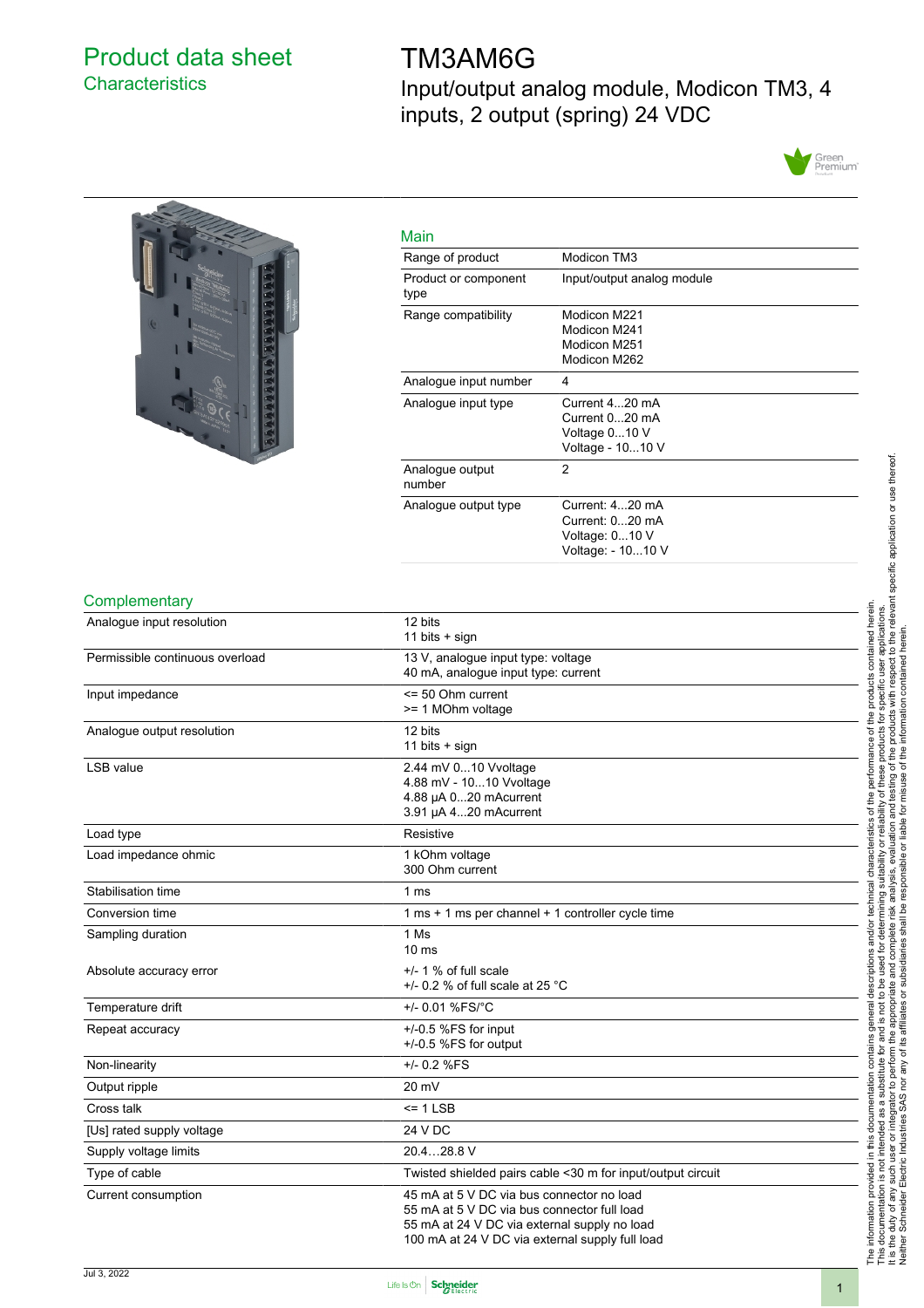# Product data sheet

## Characteristics

# TM3AM6G

Input/output analog module, Modicon TM3, 4 inputs, 2 output (spring) 24 VDC

## Main

| | |
|---|---|
| Range of product | Modicon TM3 |
| Product or component type | Input/output analog module |
| Range compatibility | Modicon M221<br>Modicon M241<br>Modicon M251<br>Modicon M262 |
| Analogue input number | 4 |
| Analogue input type | Current 4...20 mA<br>Current 0...20 mA<br>Voltage 0...10 V<br>Voltage - 10...10 V |
| Analogue output number | 2 |
| Analogue output type | Current: 4...20 mA<br>Current: 0...20 mA<br>Voltage: 0...10 V<br>Voltage: - 10...10 V |

## Complementary

| | |
|---|---|
| Analogue input resolution | 12 bits<br>11 bits + sign |
| Permissible continuous overload | 13 V, analogue input type: voltage<br>40 mA, analogue input type: current |
| Input impedance | <= 50 Ohm current<br>>= 1 MOhm voltage |
| Analogue output resolution | 12 bits<br>11 bits + sign |
| LSB value | 2.44 mV 0...10 Vvoltage<br>4.88 mV - 10...10 Vvoltage<br>4.88 µA 0...20 mAcurrent<br>3.91 µA 4...20 mAcurrent |
| Load type | Resistive |
| Load impedance ohmic | 1 kOhm voltage<br>300 Ohm current |
| Stabilisation time | 1 ms |
| Conversion time | 1 ms + 1 ms per channel + 1 controller cycle time |
| Sampling duration | 1 Ms<br>10 ms |
| Absolute accuracy error | +/- 1 % of full scale<br>+/- 0.2 % of full scale at 25 °C |
| Temperature drift | +/- 0.01 %FS/°C |
| Repeat accuracy | +/-0.5 %FS for input<br>+/-0.5 %FS for output |
| Non-linearity | +/- 0.2 %FS |
| Output ripple | 20 mV |
| Cross talk | <= 1 LSB |
| [Us] rated supply voltage | 24 V DC |
| Supply voltage limits | 20.4…28.8 V |
| Type of cable | Twisted shielded pairs cable <30 m for input/output circuit |
| Current consumption | 45 mA at 5 V DC via bus connector no load<br>55 mA at 5 V DC via bus connector full load<br>55 mA at 24 V DC via external supply no load<br>100 mA at 24 V DC via external supply full load |

The information provided in this documentation contains general descriptions and/or technical characteristics of the performance of the products contained herein.
This documentation is not intended as a substitute for and is not to be used for determining suitability or reliability of these products for specific user applications.
It is the duty of any such user or integrator to perform the appropriate and complete risk analysis, evaluation and testing of the products with respect to the relevant specific application or use thereof.
Neither Schneider Electric Industries SAS nor any of its affiliates or subsidiaries shall be responsible or liable for misuse of the information contained herein.

Jul 3, 2022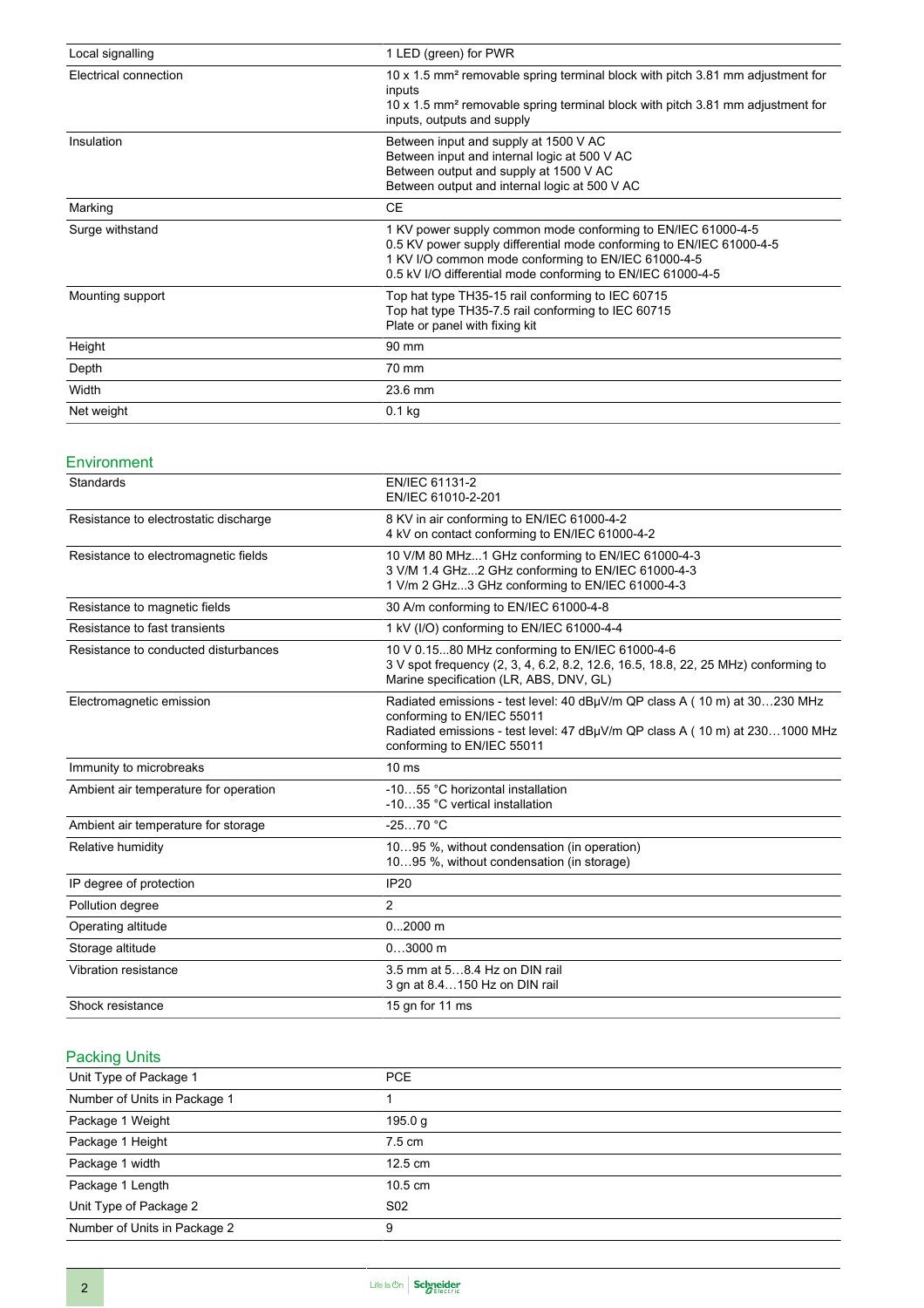| | |
|---|---|
| Local signalling | 1 LED (green) for PWR |
| Electrical connection | 10 x 1.5 mm² removable spring terminal block with pitch 3.81 mm adjustment for inputs<br>10 x 1.5 mm² removable spring terminal block with pitch 3.81 mm adjustment for inputs, outputs and supply |
| Insulation | Between input and supply at 1500 V AC<br>Between input and internal logic at 500 V AC<br>Between output and supply at 1500 V AC<br>Between output and internal logic at 500 V AC |
| Marking | CE |
| Surge withstand | 1 KV power supply common mode conforming to EN/IEC 61000-4-5<br>0.5 KV power supply differential mode conforming to EN/IEC 61000-4-5<br>1 KV I/O common mode conforming to EN/IEC 61000-4-5<br>0.5 kV I/O differential mode conforming to EN/IEC 61000-4-5 |
| Mounting support | Top hat type TH35-15 rail conforming to IEC 60715<br>Top hat type TH35-7.5 rail conforming to IEC 60715<br>Plate or panel with fixing kit |
| Height | 90 mm |
| Depth | 70 mm |
| Width | 23.6 mm |
| Net weight | 0.1 kg |

## Environment

| | |
|---|---|
| Standards | EN/IEC 61131-2<br>EN/IEC 61010-2-201 |
| Resistance to electrostatic discharge | 8 KV in air conforming to EN/IEC 61000-4-2<br>4 kV on contact conforming to EN/IEC 61000-4-2 |
| Resistance to electromagnetic fields | 10 V/M 80 MHz...1 GHz conforming to EN/IEC 61000-4-3<br>3 V/M 1.4 GHz...2 GHz conforming to EN/IEC 61000-4-3<br>1 V/m 2 GHz...3 GHz conforming to EN/IEC 61000-4-3 |
| Resistance to magnetic fields | 30 A/m conforming to EN/IEC 61000-4-8 |
| Resistance to fast transients | 1 kV (I/O) conforming to EN/IEC 61000-4-4 |
| Resistance to conducted disturbances | 10 V 0.15...80 MHz conforming to EN/IEC 61000-4-6<br>3 V spot frequency (2, 3, 4, 6.2, 8.2, 12.6, 16.5, 18.8, 22, 25 MHz) conforming to Marine specification (LR, ABS, DNV, GL) |
| Electromagnetic emission | Radiated emissions - test level: 40 dBμV/m QP class A ( 10 m) at 30…230 MHz conforming to EN/IEC 55011<br>Radiated emissions - test level: 47 dBμV/m QP class A ( 10 m) at 230…1000 MHz conforming to EN/IEC 55011 |
| Immunity to microbreaks | 10 ms |
| Ambient air temperature for operation | -10…55 °C horizontal installation<br>-10…35 °C vertical installation |
| Ambient air temperature for storage | -25…70 °C |
| Relative humidity | 10…95 %, without condensation (in operation)<br>10…95 %, without condensation (in storage) |
| IP degree of protection | IP20 |
| Pollution degree | 2 |
| Operating altitude | 0...2000 m |
| Storage altitude | 0…3000 m |
| Vibration resistance | 3.5 mm at 5…8.4 Hz on DIN rail<br>3 gn at 8.4…150 Hz on DIN rail |
| Shock resistance | 15 gn for 11 ms |

## Packing Units

| | |
|---|---|
| Unit Type of Package 1 | PCE |
| Number of Units in Package 1 | 1 |
| Package 1 Weight | 195.0 g |
| Package 1 Height | 7.5 cm |
| Package 1 width | 12.5 cm |
| Package 1 Length | 10.5 cm |
| Unit Type of Package 2 | S02 |
| Number of Units in Package 2 | 9 |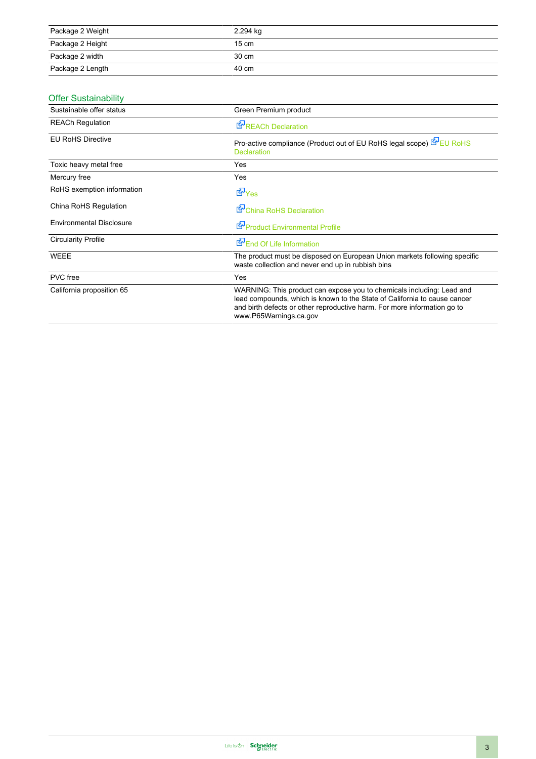| | |
|---|---|
| Package 2 Weight | 2.294 kg |
| Package 2 Height | 15 cm |
| Package 2 width | 30 cm |
| Package 2 Length | 40 cm |

## Offer Sustainability

| | |
|---|---|
| Sustainable offer status | Green Premium product |
| REACh Regulation | REACh Declaration |
| EU RoHS Directive | Pro-active compliance (Product out of EU RoHS legal scope) EU RoHS Declaration |
| Toxic heavy metal free | Yes |
| Mercury free | Yes |
| RoHS exemption information | Yes |
| China RoHS Regulation | China RoHS Declaration |
| Environmental Disclosure | Product Environmental Profile |
| Circularity Profile | End Of Life Information |
| WEEE | The product must be disposed on European Union markets following specific waste collection and never end up in rubbish bins |
| PVC free | Yes |
| California proposition 65 | WARNING: This product can expose you to chemicals including: Lead and lead compounds, which is known to the State of California to cause cancer and birth defects or other reproductive harm. For more information go to www.P65Warnings.ca.gov |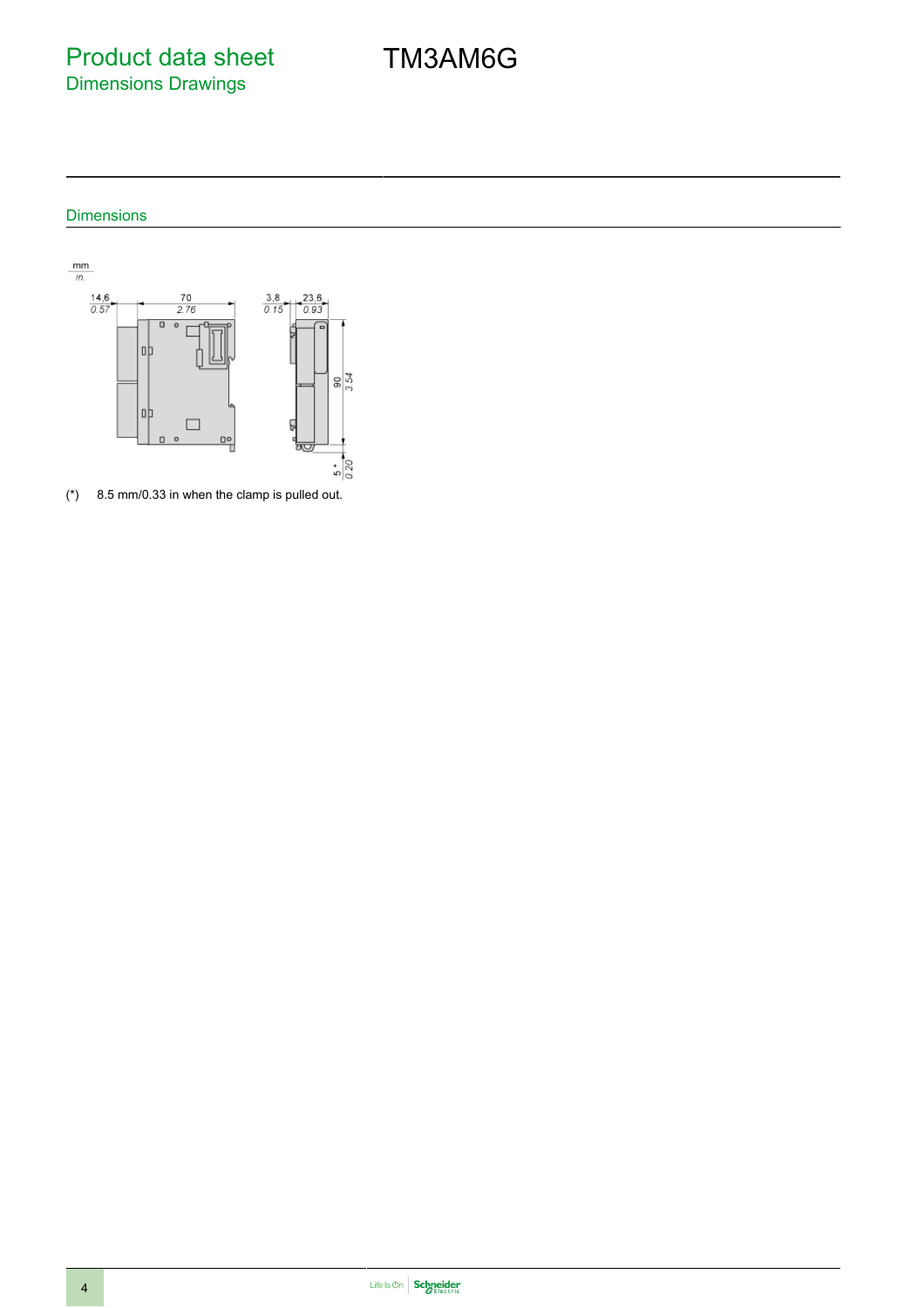# Product data sheet

## Dimensions Drawings

# TM3AM6G

### Dimensions

mm
in.

14,6 / 0.57 — 70 / 2.76 — 3,8 / 0.15 — 23,6 / 0.93 — 90 / 3.54 — 5 * / 0.20

(*) 8.5 mm/0.33 in when the clamp is pulled out.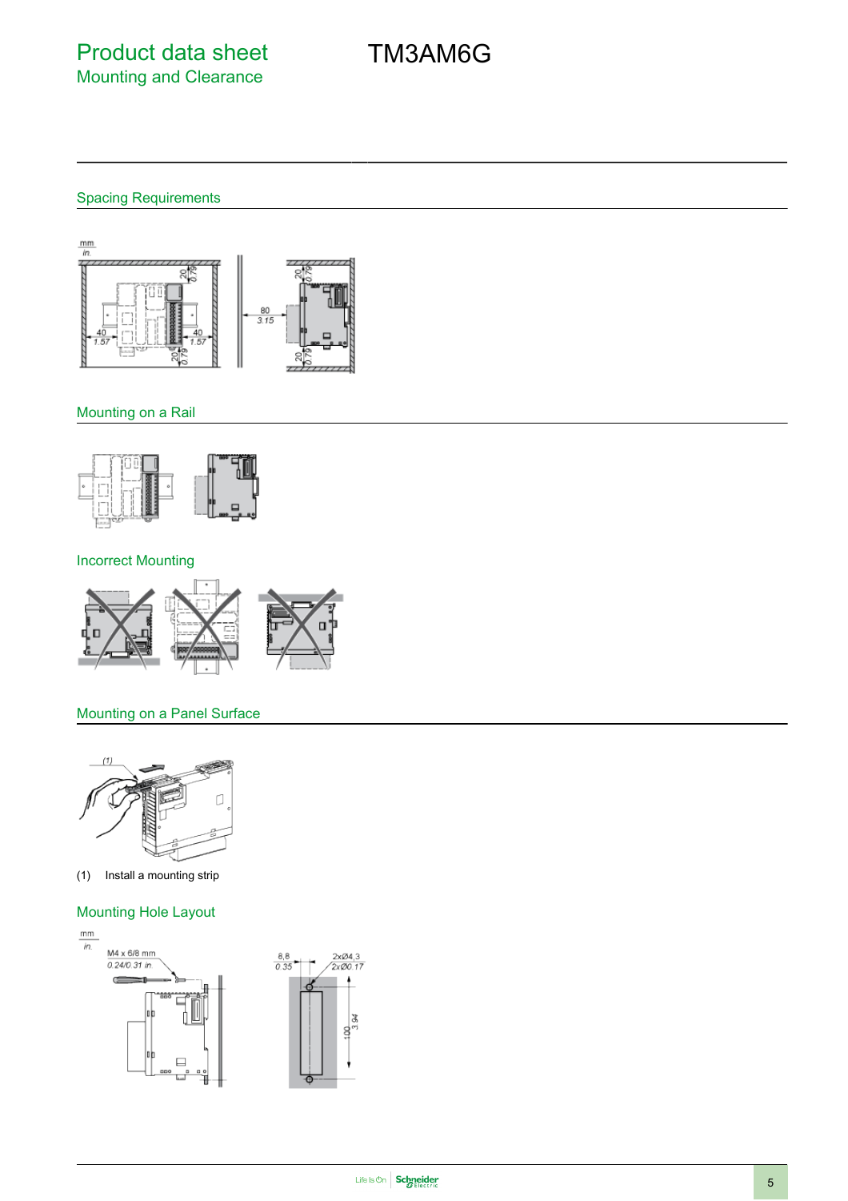# Product data sheet
## Mounting and Clearance

# TM3AM6G

### Spacing Requirements

### Mounting on a Rail

### Incorrect Mounting

### Mounting on a Panel Surface

(1) Install a mounting strip

### Mounting Hole Layout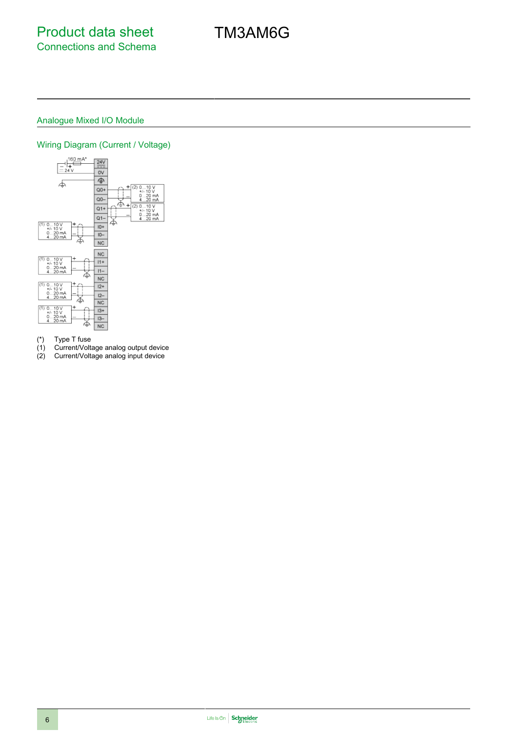## Analogue Mixed I/O Module

### Wiring Diagram (Current / Voltage)

160 mA*
24 V
24V
0V
Q0+
Q0–
Q1+
Q1–
I0+
I0–
NC
NC
I1+
I1–
NC
I2+
I2–
NC
I3+
I3–
NC
(1) 0...10 V
+/- 10 V
0...20 mA
4...20 mA
(2) 0...10 V
+/- 10 V
0...20 mA
4...20 mA

(*) Type T fuse
(1) Current/Voltage analog output device
(2) Current/Voltage analog input device